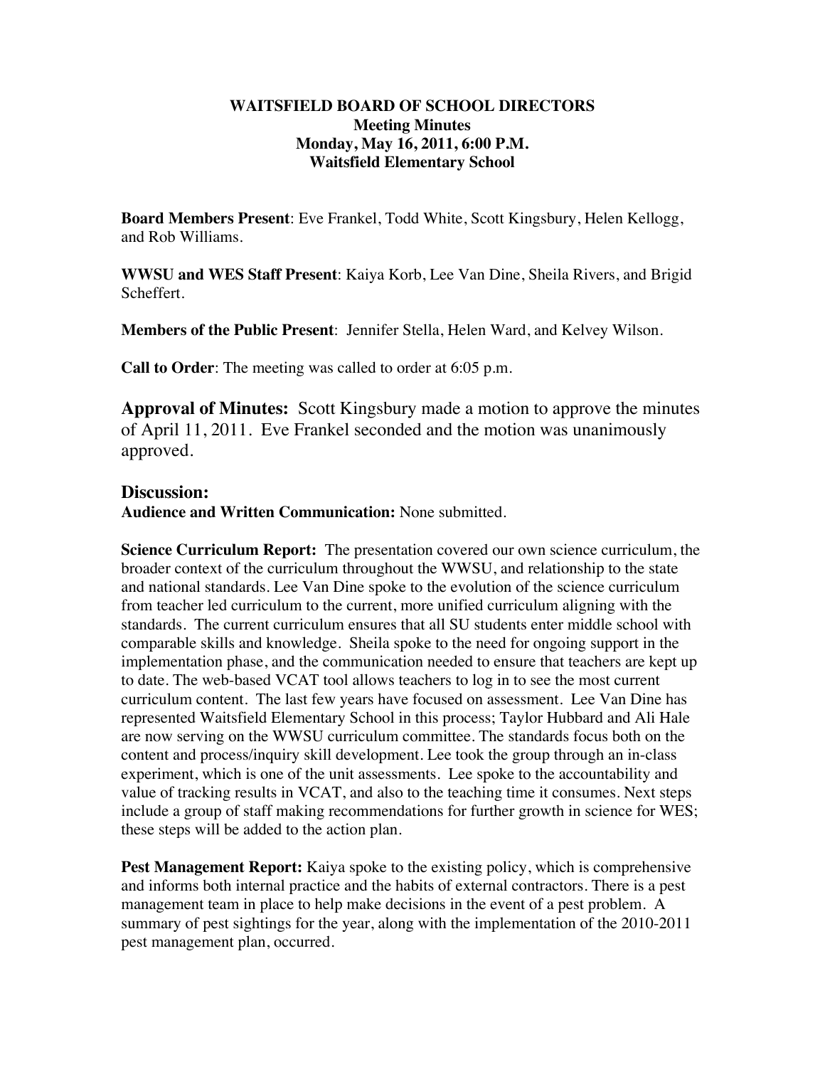# WAITSFIELD BOARD OF SCHOOL DIRECTORS
## Meeting Minutes
## Monday, May 16, 2011, 6:00 P.M.
## Waitsfield Elementary School

**Board Members Present**: Eve Frankel, Todd White, Scott Kingsbury, Helen Kellogg, and Rob Williams.

**WWSU and WES Staff Present**: Kaiya Korb, Lee Van Dine, Sheila Rivers, and Brigid Scheffert.

**Members of the Public Present**: Jennifer Stella, Helen Ward, and Kelvey Wilson.

**Call to Order**: The meeting was called to order at 6:05 p.m.

**Approval of Minutes:** Scott Kingsbury made a motion to approve the minutes of April 11, 2011. Eve Frankel seconded and the motion was unanimously approved.

## Discussion:

**Audience and Written Communication:** None submitted.

**Science Curriculum Report:** The presentation covered our own science curriculum, the broader context of the curriculum throughout the WWSU, and relationship to the state and national standards. Lee Van Dine spoke to the evolution of the science curriculum from teacher led curriculum to the current, more unified curriculum aligning with the standards. The current curriculum ensures that all SU students enter middle school with comparable skills and knowledge. Sheila spoke to the need for ongoing support in the implementation phase, and the communication needed to ensure that teachers are kept up to date. The web-based VCAT tool allows teachers to log in to see the most current curriculum content. The last few years have focused on assessment. Lee Van Dine has represented Waitsfield Elementary School in this process; Taylor Hubbard and Ali Hale are now serving on the WWSU curriculum committee. The standards focus both on the content and process/inquiry skill development. Lee took the group through an in-class experiment, which is one of the unit assessments. Lee spoke to the accountability and value of tracking results in VCAT, and also to the teaching time it consumes. Next steps include a group of staff making recommendations for further growth in science for WES; these steps will be added to the action plan.

**Pest Management Report:** Kaiya spoke to the existing policy, which is comprehensive and informs both internal practice and the habits of external contractors. There is a pest management team in place to help make decisions in the event of a pest problem. A summary of pest sightings for the year, along with the implementation of the 2010-2011 pest management plan, occurred.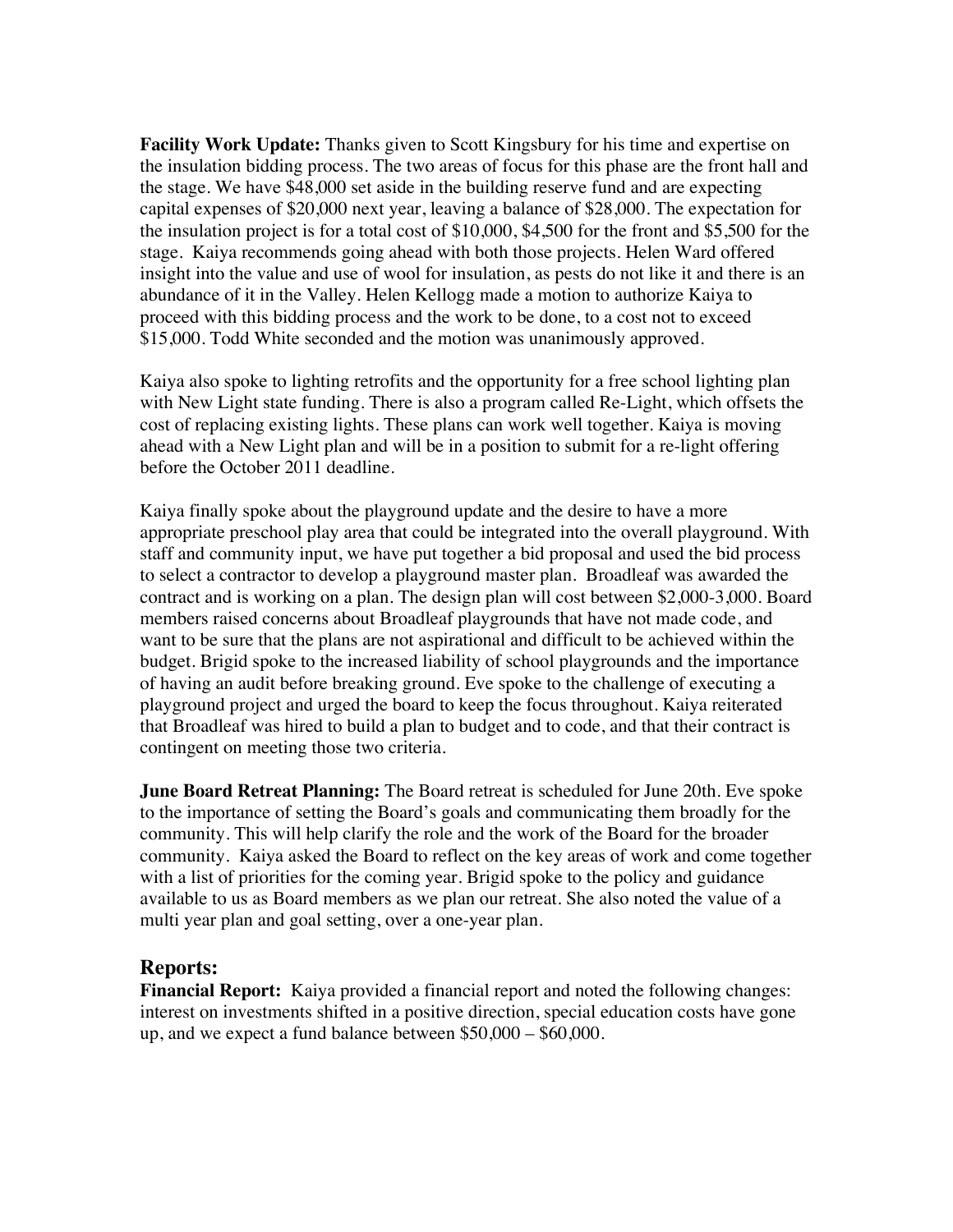**Facility Work Update:** Thanks given to Scott Kingsbury for his time and expertise on the insulation bidding process. The two areas of focus for this phase are the front hall and the stage. We have $48,000 set aside in the building reserve fund and are expecting capital expenses of $20,000 next year, leaving a balance of $28,000. The expectation for the insulation project is for a total cost of $10,000, $4,500 for the front and $5,500 for the stage. Kaiya recommends going ahead with both those projects. Helen Ward offered insight into the value and use of wool for insulation, as pests do not like it and there is an abundance of it in the Valley. Helen Kellogg made a motion to authorize Kaiya to proceed with this bidding process and the work to be done, to a cost not to exceed $15,000. Todd White seconded and the motion was unanimously approved.

Kaiya also spoke to lighting retrofits and the opportunity for a free school lighting plan with New Light state funding. There is also a program called Re-Light, which offsets the cost of replacing existing lights. These plans can work well together. Kaiya is moving ahead with a New Light plan and will be in a position to submit for a re-light offering before the October 2011 deadline.

Kaiya finally spoke about the playground update and the desire to have a more appropriate preschool play area that could be integrated into the overall playground. With staff and community input, we have put together a bid proposal and used the bid process to select a contractor to develop a playground master plan. Broadleaf was awarded the contract and is working on a plan. The design plan will cost between $2,000-3,000. Board members raised concerns about Broadleaf playgrounds that have not made code, and want to be sure that the plans are not aspirational and difficult to be achieved within the budget. Brigid spoke to the increased liability of school playgrounds and the importance of having an audit before breaking ground. Eve spoke to the challenge of executing a playground project and urged the board to keep the focus throughout. Kaiya reiterated that Broadleaf was hired to build a plan to budget and to code, and that their contract is contingent on meeting those two criteria.

**June Board Retreat Planning:** The Board retreat is scheduled for June 20th. Eve spoke to the importance of setting the Board's goals and communicating them broadly for the community. This will help clarify the role and the work of the Board for the broader community. Kaiya asked the Board to reflect on the key areas of work and come together with a list of priorities for the coming year. Brigid spoke to the policy and guidance available to us as Board members as we plan our retreat. She also noted the value of a multi year plan and goal setting, over a one-year plan.

## Reports:

**Financial Report:** Kaiya provided a financial report and noted the following changes: interest on investments shifted in a positive direction, special education costs have gone up, and we expect a fund balance between $50,000 – $60,000.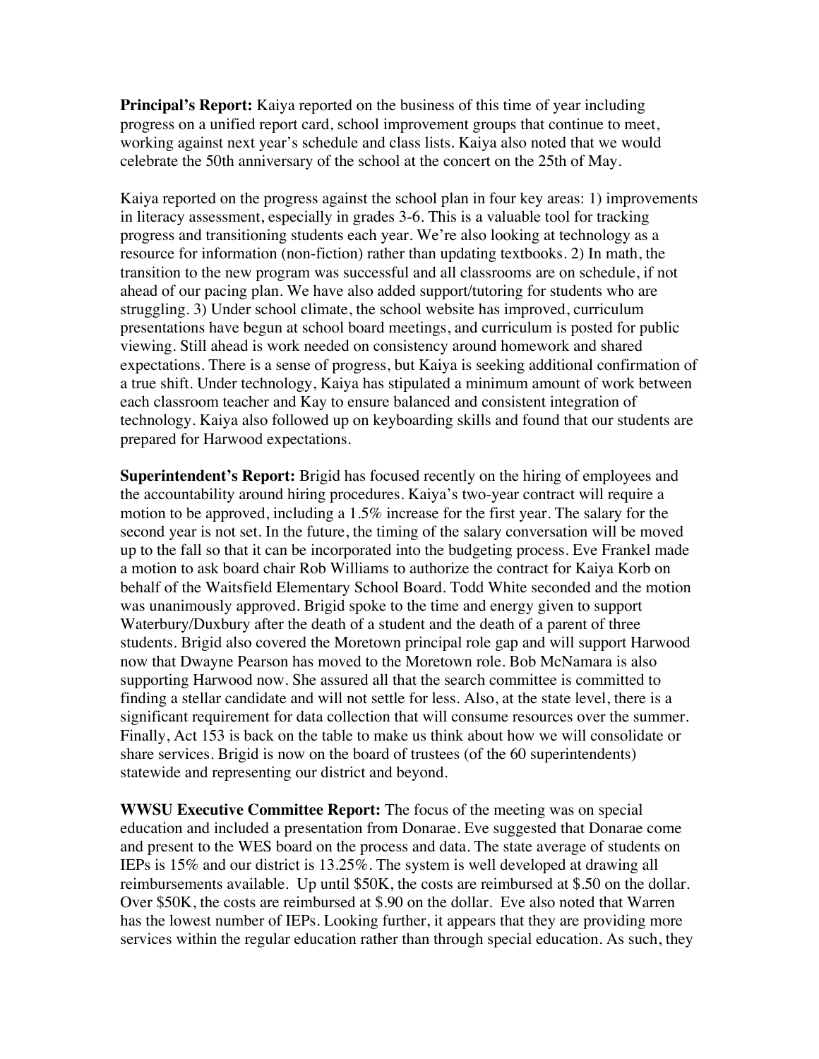**Principal's Report:** Kaiya reported on the business of this time of year including progress on a unified report card, school improvement groups that continue to meet, working against next year's schedule and class lists. Kaiya also noted that we would celebrate the 50th anniversary of the school at the concert on the 25th of May.

Kaiya reported on the progress against the school plan in four key areas: 1) improvements in literacy assessment, especially in grades 3-6. This is a valuable tool for tracking progress and transitioning students each year. We're also looking at technology as a resource for information (non-fiction) rather than updating textbooks. 2) In math, the transition to the new program was successful and all classrooms are on schedule, if not ahead of our pacing plan. We have also added support/tutoring for students who are struggling. 3) Under school climate, the school website has improved, curriculum presentations have begun at school board meetings, and curriculum is posted for public viewing. Still ahead is work needed on consistency around homework and shared expectations. There is a sense of progress, but Kaiya is seeking additional confirmation of a true shift. Under technology, Kaiya has stipulated a minimum amount of work between each classroom teacher and Kay to ensure balanced and consistent integration of technology. Kaiya also followed up on keyboarding skills and found that our students are prepared for Harwood expectations.

**Superintendent's Report:** Brigid has focused recently on the hiring of employees and the accountability around hiring procedures. Kaiya's two-year contract will require a motion to be approved, including a 1.5% increase for the first year. The salary for the second year is not set. In the future, the timing of the salary conversation will be moved up to the fall so that it can be incorporated into the budgeting process. Eve Frankel made a motion to ask board chair Rob Williams to authorize the contract for Kaiya Korb on behalf of the Waitsfield Elementary School Board. Todd White seconded and the motion was unanimously approved. Brigid spoke to the time and energy given to support Waterbury/Duxbury after the death of a student and the death of a parent of three students. Brigid also covered the Moretown principal role gap and will support Harwood now that Dwayne Pearson has moved to the Moretown role. Bob McNamara is also supporting Harwood now. She assured all that the search committee is committed to finding a stellar candidate and will not settle for less. Also, at the state level, there is a significant requirement for data collection that will consume resources over the summer. Finally, Act 153 is back on the table to make us think about how we will consolidate or share services. Brigid is now on the board of trustees (of the 60 superintendents) statewide and representing our district and beyond.

**WWSU Executive Committee Report:** The focus of the meeting was on special education and included a presentation from Donarae. Eve suggested that Donarae come and present to the WES board on the process and data. The state average of students on IEPs is 15% and our district is 13.25%. The system is well developed at drawing all reimbursements available. Up until $50K, the costs are reimbursed at $.50 on the dollar. Over $50K, the costs are reimbursed at $.90 on the dollar. Eve also noted that Warren has the lowest number of IEPs. Looking further, it appears that they are providing more services within the regular education rather than through special education. As such, they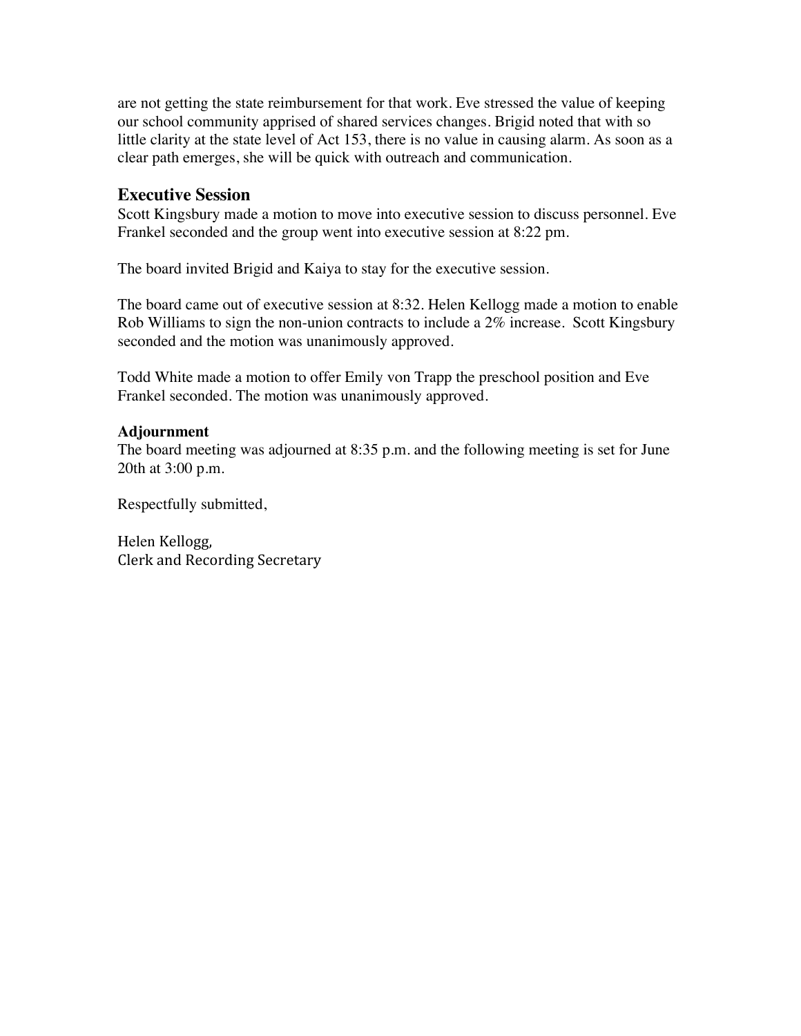are not getting the state reimbursement for that work. Eve stressed the value of keeping our school community apprised of shared services changes. Brigid noted that with so little clarity at the state level of Act 153, there is no value in causing alarm. As soon as a clear path emerges, she will be quick with outreach and communication.

## Executive Session

Scott Kingsbury made a motion to move into executive session to discuss personnel. Eve Frankel seconded and the group went into executive session at 8:22 pm.

The board invited Brigid and Kaiya to stay for the executive session.

The board came out of executive session at 8:32. Helen Kellogg made a motion to enable Rob Williams to sign the non-union contracts to include a 2% increase. Scott Kingsbury seconded and the motion was unanimously approved.

Todd White made a motion to offer Emily von Trapp the preschool position and Eve Frankel seconded. The motion was unanimously approved.

**Adjournment**

The board meeting was adjourned at 8:35 p.m. and the following meeting is set for June 20th at 3:00 p.m.

Respectfully submitted,

Helen Kellogg,
Clerk and Recording Secretary